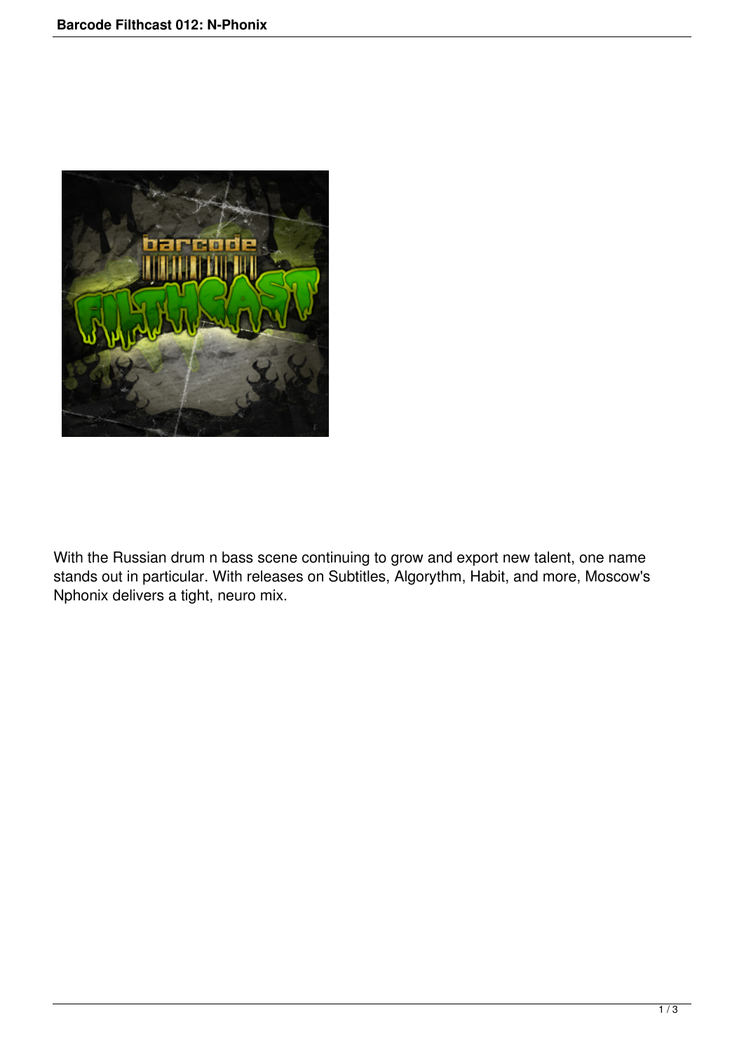With the Russian drum n bass scene continuing to grow and export new talent, one name stands out in particular. With releases on Subtitles, Algorythm, Habit, and more, Moscow's Nphonix delivers a tight, neuro mix.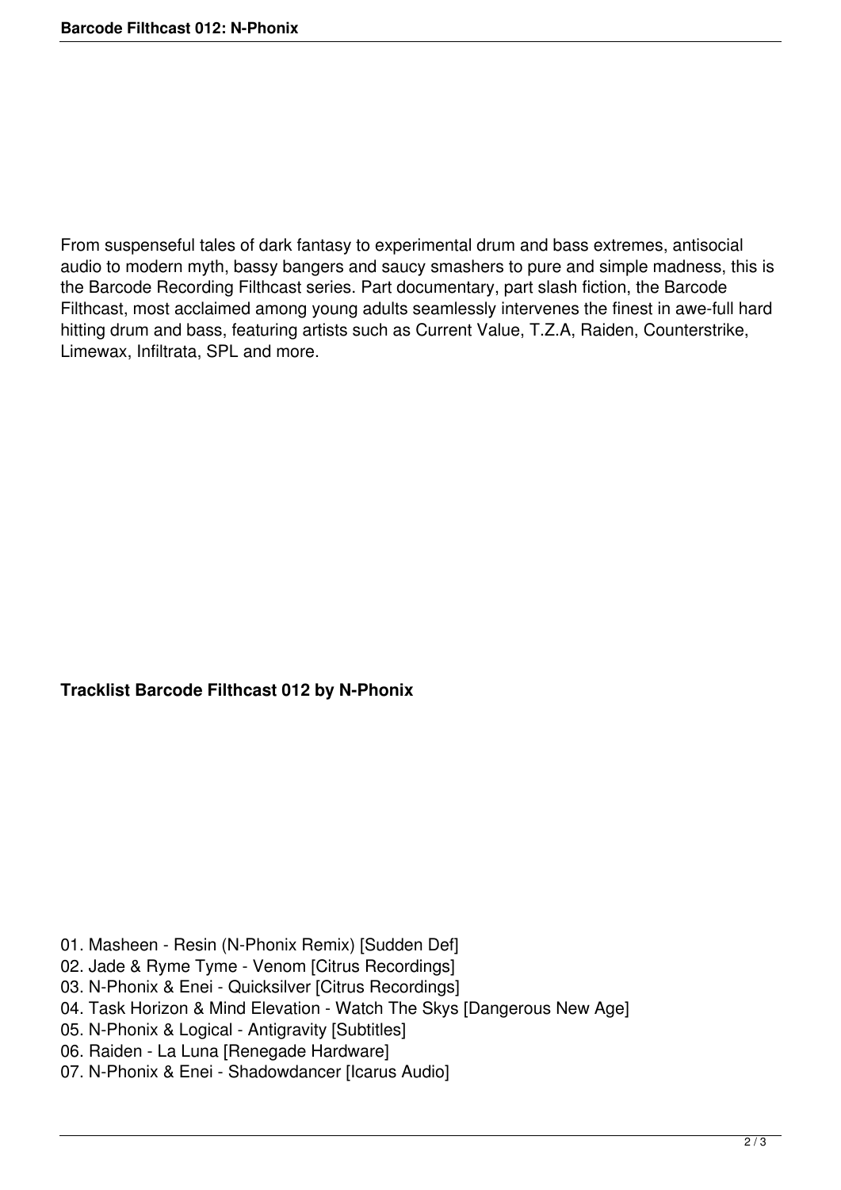From suspenseful tales of dark fantasy to experimental drum and bass extremes, antisocial audio to modern myth, bassy bangers and saucy smashers to pure and simple madness, this is the Barcode Recording Filthcast series. Part documentary, part slash fiction, the Barcode Filthcast, most acclaimed among young adults seamlessly intervenes the finest in awe-full hard hitting drum and bass, featuring artists such as Current Value, T.Z.A, Raiden, Counterstrike, Limewax, Infiltrata, SPL and more.

**Tracklist Barcode Filthcast 012 by N-Phonix**

01. Masheen - Resin (N-Phonix Remix) [Sudden Def]
02. Jade & Ryme Tyme - Venom [Citrus Recordings]
03. N-Phonix & Enei - Quicksilver [Citrus Recordings]
04. Task Horizon & Mind Elevation - Watch The Skys [Dangerous New Age]
05. N-Phonix & Logical - Antigravity [Subtitles]
06. Raiden - La Luna [Renegade Hardware]
07. N-Phonix & Enei - Shadowdancer [Icarus Audio]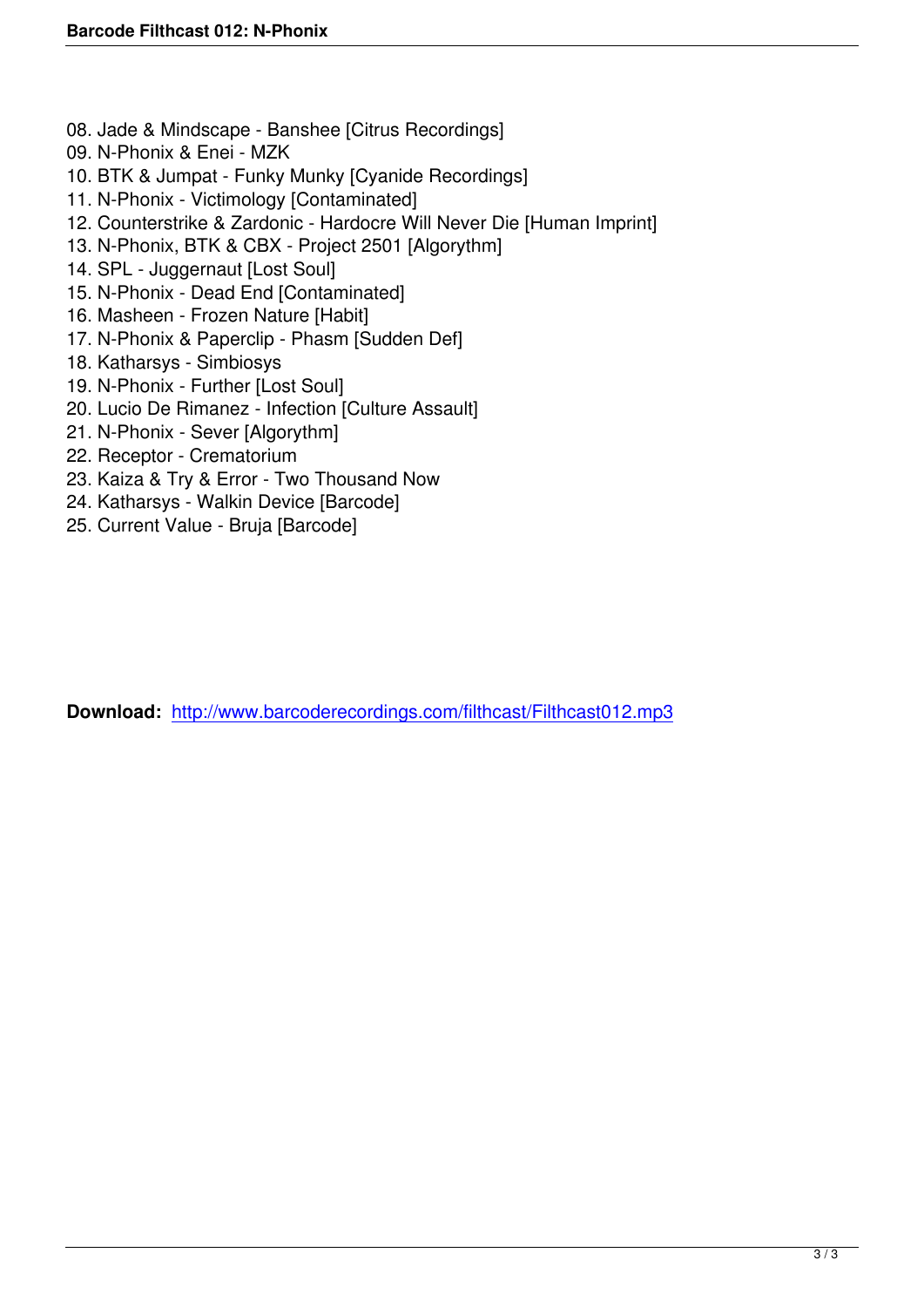08. Jade & Mindscape - Banshee [Citrus Recordings]
09. N-Phonix & Enei - MZK
10. BTK & Jumpat - Funky Munky [Cyanide Recordings]
11. N-Phonix - Victimology [Contaminated]
12. Counterstrike & Zardonic - Hardocre Will Never Die [Human Imprint]
13. N-Phonix, BTK & CBX - Project 2501 [Algorythm]
14. SPL - Juggernaut [Lost Soul]
15. N-Phonix - Dead End [Contaminated]
16. Masheen - Frozen Nature [Habit]
17. N-Phonix & Paperclip - Phasm [Sudden Def]
18. Katharsys - Simbiosys
19. N-Phonix - Further [Lost Soul]
20. Lucio De Rimanez - Infection [Culture Assault]
21. N-Phonix - Sever [Algorythm]
22. Receptor - Crematorium
23. Kaiza & Try & Error - Two Thousand Now
24. Katharsys - Walkin Device [Barcode]
25. Current Value - Bruja [Barcode]

**Download:** http://www.barcoderecordings.com/filthcast/Filthcast012.mp3